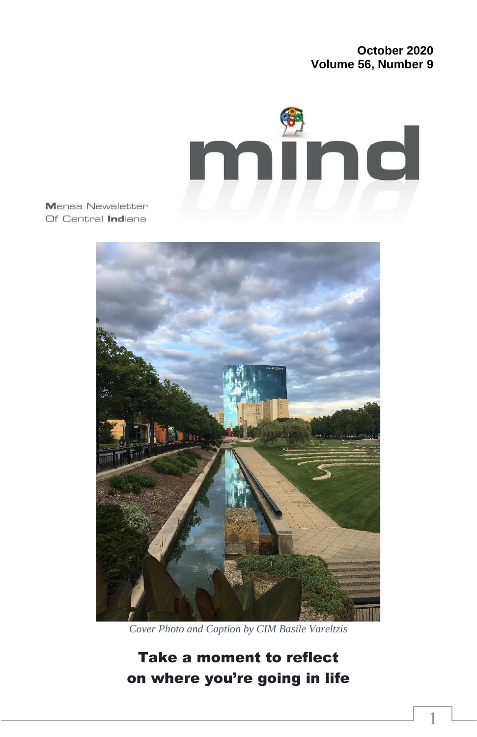**October 2020**
**Volume 56, Number 9**

# mind

Mensa Newsletter
Of Central **Ind**iana

*Cover Photo and Caption by CIM Basile Vareltzis*

## Take a moment to reflect on where you're going in life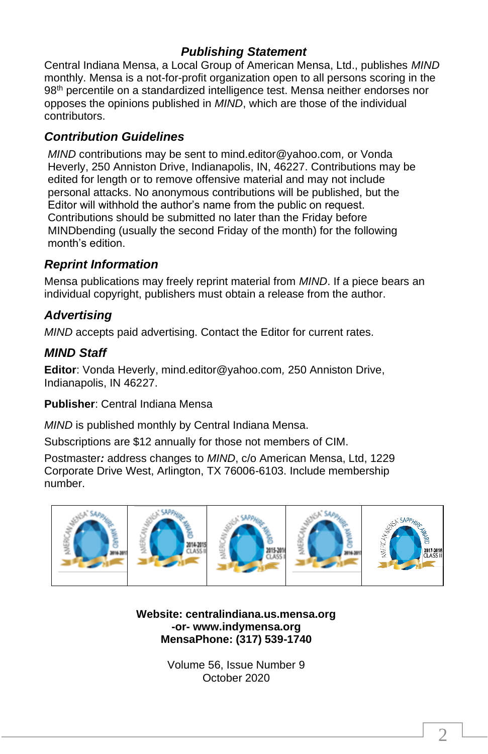### *Publishing Statement*

Central Indiana Mensa, a Local Group of American Mensa, Ltd., publishes *MIND* monthly. Mensa is a not-for-profit organization open to all persons scoring in the 98th percentile on a standardized intelligence test. Mensa neither endorses nor opposes the opinions published in *MIND*, which are those of the individual contributors.

### *Contribution Guidelines*

*MIND* contributions may be sent to mind.editor@yahoo.com, or Vonda Heverly, 250 Anniston Drive, Indianapolis, IN, 46227. Contributions may be edited for length or to remove offensive material and may not include personal attacks. No anonymous contributions will be published, but the Editor will withhold the author's name from the public on request. Contributions should be submitted no later than the Friday before MINDbending (usually the second Friday of the month) for the following month's edition.

### *Reprint Information*

Mensa publications may freely reprint material from *MIND*. If a piece bears an individual copyright, publishers must obtain a release from the author.

### *Advertising*

*MIND* accepts paid advertising. Contact the Editor for current rates.

### *MIND Staff*

**Editor**: Vonda Heverly, mind.editor@yahoo.com, 250 Anniston Drive, Indianapolis, IN 46227.

**Publisher**: Central Indiana Mensa

*MIND* is published monthly by Central Indiana Mensa.

Subscriptions are $12 annually for those not members of CIM.

Postmaster**:** address changes to *MIND*, c/o American Mensa, Ltd, 1229 Corporate Drive West, Arlington, TX 76006-6103. Include membership number.

**Website: centralindiana.us.mensa.org**
**-or- www.indymensa.org**
**MensaPhone: (317) 539-1740**

Volume 56, Issue Number 9
October 2020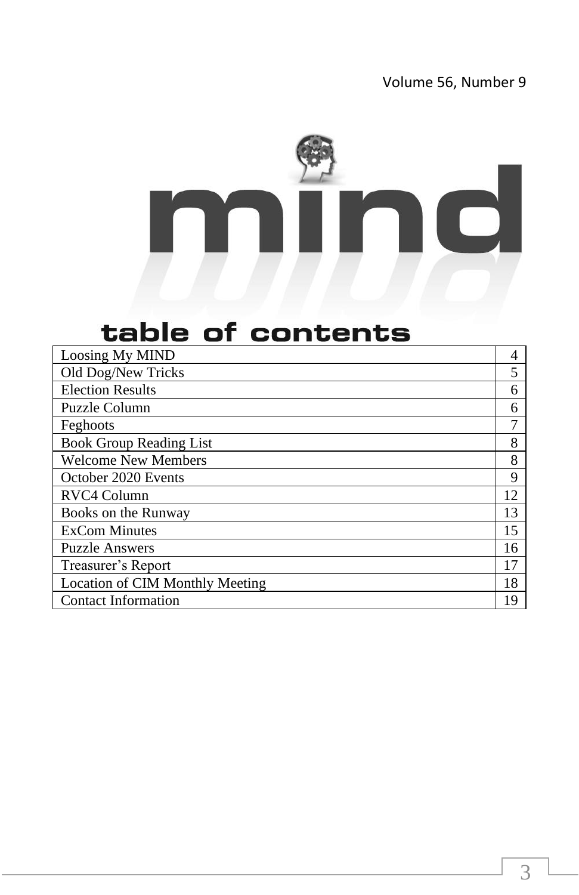Volume 56, Number 9

# mind

## table of contents

| | |
|---|---|
| Loosing My MIND | 4 |
| Old Dog/New Tricks | 5 |
| Election Results | 6 |
| Puzzle Column | 6 |
| Feghoots | 7 |
| Book Group Reading List | 8 |
| Welcome New Members | 8 |
| October 2020 Events | 9 |
| RVC4 Column | 12 |
| Books on the Runway | 13 |
| ExCom Minutes | 15 |
| Puzzle Answers | 16 |
| Treasurer's Report | 17 |
| Location of CIM Monthly Meeting | 18 |
| Contact Information | 19 |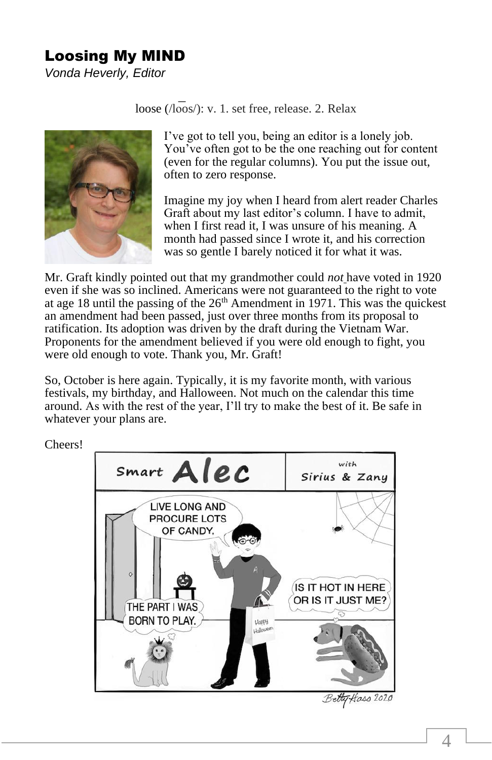## Loosing My MIND

*Vonda Heverly, Editor*

loose (/lo͞os/): v. 1. set free, release. 2. Relax

I've got to tell you, being an editor is a lonely job. You've often got to be the one reaching out for content (even for the regular columns). You put the issue out, often to zero response.

Imagine my joy when I heard from alert reader Charles Graft about my last editor's column. I have to admit, when I first read it, I was unsure of his meaning. A month had passed since I wrote it, and his correction was so gentle I barely noticed it for what it was.

Mr. Graft kindly pointed out that my grandmother could *not* have voted in 1920 even if she was so inclined. Americans were not guaranteed to the right to vote at age 18 until the passing of the 26th Amendment in 1971. This was the quickest an amendment had been passed, just over three months from its proposal to ratification. Its adoption was driven by the draft during the Vietnam War. Proponents for the amendment believed if you were old enough to fight, you were old enough to vote. Thank you, Mr. Graft!

So, October is here again. Typically, it is my favorite month, with various festivals, my birthday, and Halloween. Not much on the calendar this time around. As with the rest of the year, I'll try to make the best of it. Be safe in whatever your plans are.

Cheers!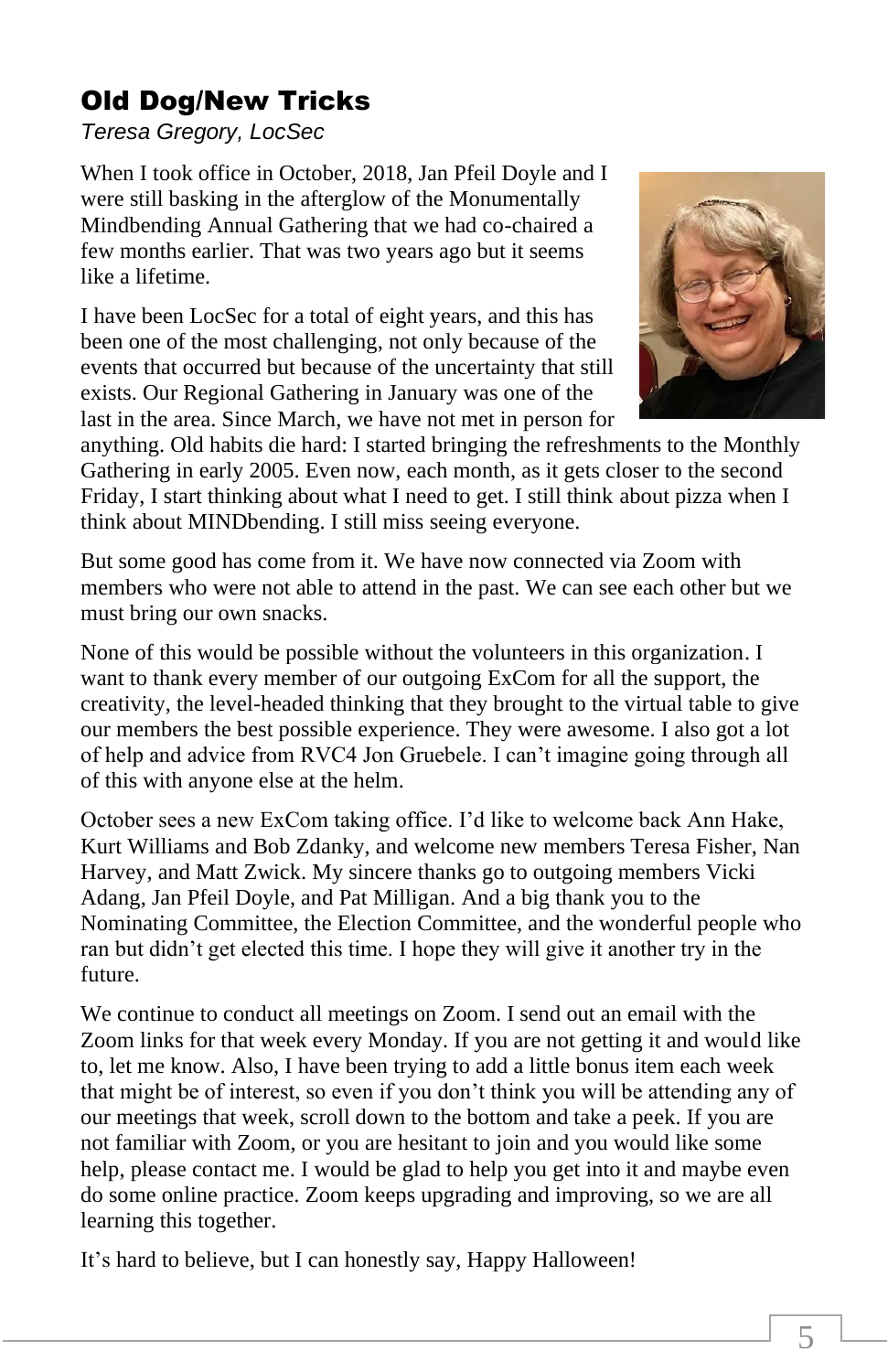## Old Dog/New Tricks

*Teresa Gregory, LocSec*

When I took office in October, 2018, Jan Pfeil Doyle and I were still basking in the afterglow of the Monumentally Mindbending Annual Gathering that we had co-chaired a few months earlier. That was two years ago but it seems like a lifetime.

I have been LocSec for a total of eight years, and this has been one of the most challenging, not only because of the events that occurred but because of the uncertainty that still exists. Our Regional Gathering in January was one of the last in the area. Since March, we have not met in person for anything. Old habits die hard: I started bringing the refreshments to the Monthly Gathering in early 2005. Even now, each month, as it gets closer to the second Friday, I start thinking about what I need to get. I still think about pizza when I think about MINDbending. I still miss seeing everyone.

But some good has come from it. We have now connected via Zoom with members who were not able to attend in the past. We can see each other but we must bring our own snacks.

None of this would be possible without the volunteers in this organization. I want to thank every member of our outgoing ExCom for all the support, the creativity, the level-headed thinking that they brought to the virtual table to give our members the best possible experience. They were awesome. I also got a lot of help and advice from RVC4 Jon Gruebele. I can't imagine going through all of this with anyone else at the helm.

October sees a new ExCom taking office. I'd like to welcome back Ann Hake, Kurt Williams and Bob Zdanky, and welcome new members Teresa Fisher, Nan Harvey, and Matt Zwick. My sincere thanks go to outgoing members Vicki Adang, Jan Pfeil Doyle, and Pat Milligan. And a big thank you to the Nominating Committee, the Election Committee, and the wonderful people who ran but didn't get elected this time. I hope they will give it another try in the future.

We continue to conduct all meetings on Zoom. I send out an email with the Zoom links for that week every Monday. If you are not getting it and would like to, let me know. Also, I have been trying to add a little bonus item each week that might be of interest, so even if you don't think you will be attending any of our meetings that week, scroll down to the bottom and take a peek. If you are not familiar with Zoom, or you are hesitant to join and you would like some help, please contact me. I would be glad to help you get into it and maybe even do some online practice. Zoom keeps upgrading and improving, so we are all learning this together.

It's hard to believe, but I can honestly say, Happy Halloween!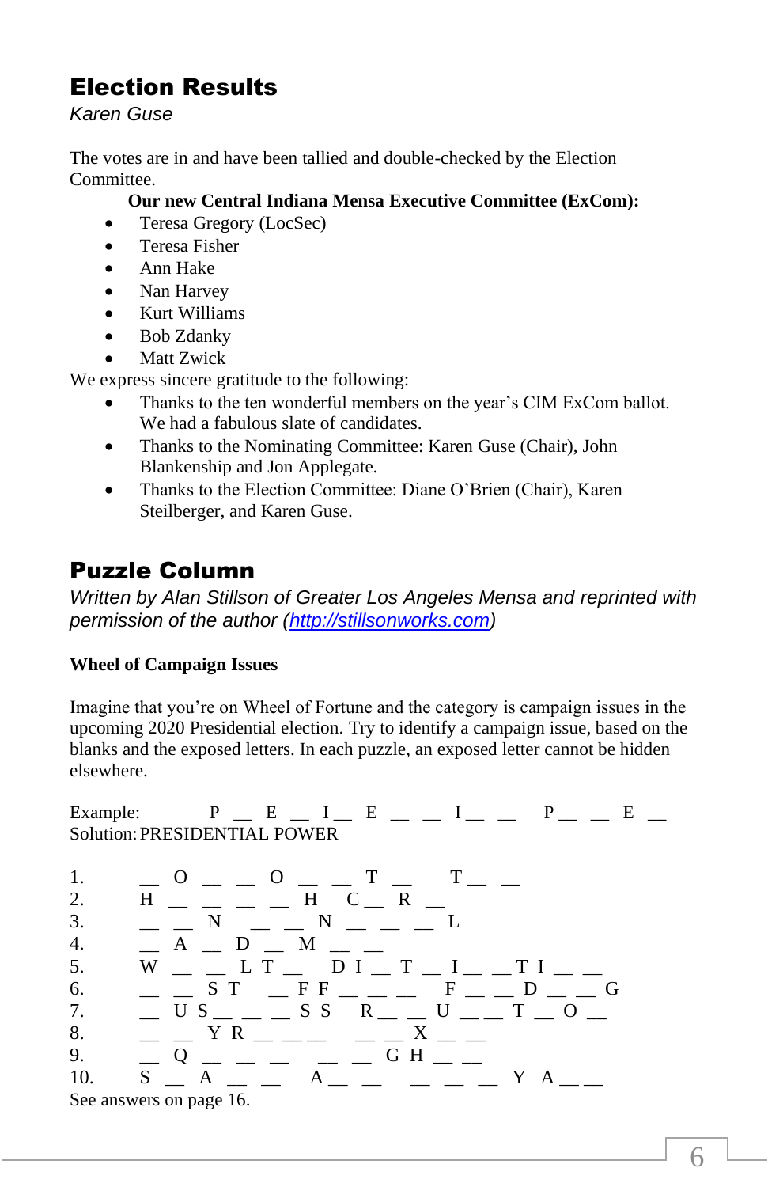## Election Results

*Karen Guse*

The votes are in and have been tallied and double-checked by the Election Committee.

**Our new Central Indiana Mensa Executive Committee (ExCom):**

- Teresa Gregory (LocSec)
- Teresa Fisher
- Ann Hake
- Nan Harvey
- Kurt Williams
- Bob Zdanky
- Matt Zwick

We express sincere gratitude to the following:

- Thanks to the ten wonderful members on the year's CIM ExCom ballot. We had a fabulous slate of candidates.
- Thanks to the Nominating Committee: Karen Guse (Chair), John Blankenship and Jon Applegate.
- Thanks to the Election Committee: Diane O'Brien (Chair), Karen Steilberger, and Karen Guse.

## Puzzle Column

*Written by Alan Stillson of Greater Los Angeles Mensa and reprinted with permission of the author ([http://stillsonworks.com](http://stillsonworks.com))*

**Wheel of Campaign Issues**

Imagine that you're on Wheel of Fortune and the category is campaign issues in the upcoming 2020 Presidential election. Try to identify a campaign issue, based on the blanks and the exposed letters. In each puzzle, an exposed letter cannot be hidden elsewhere.

Example: P __ E __ I __ E __ __ I __ __ P __ __ E __
Solution: PRESIDENTIAL POWER

1. __ O __ __ O __ __ T __ T __ __
2. H __ __ __ __ H C __ R __
3. __ __ N __ __ N __ __ __ L
4. __ A __ D __ M __ __
5. W __ __ L T __ D I __ T __ I __ __ T I __ __
6. __ __ S T __ F F __ __ __ F __ __ D __ __ G
7. __ U S __ __ __ S S R __ __ U __ __ T __ O __
8. __ __ Y R __ __ __ __ __ X __ __
9. __ Q __ __ __ __ __ G H __ __
10. S __ A __ __ A __ __ __ __ __ Y A __ __

See answers on page 16.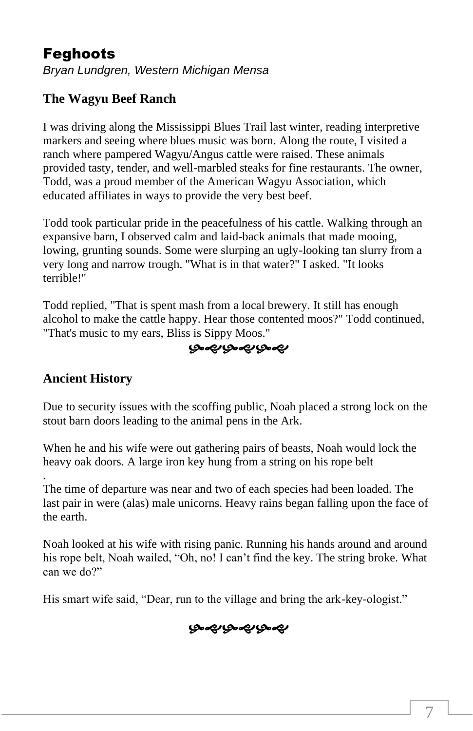# Feghoots

*Bryan Lundgren, Western Michigan Mensa*

## The Wagyu Beef Ranch

I was driving along the Mississippi Blues Trail last winter, reading interpretive markers and seeing where blues music was born. Along the route, I visited a ranch where pampered Wagyu/Angus cattle were raised. These animals provided tasty, tender, and well-marbled steaks for fine restaurants. The owner, Todd, was a proud member of the American Wagyu Association, which educated affiliates in ways to provide the very best beef.

Todd took particular pride in the peacefulness of his cattle. Walking through an expansive barn, I observed calm and laid-back animals that made mooing, lowing, grunting sounds. Some were slurping an ugly-looking tan slurry from a very long and narrow trough. "What is in that water?" I asked. "It looks terrible!"

Todd replied, "That is spent mash from a local brewery. It still has enough alcohol to make the cattle happy. Hear those contented moos?" Todd continued, "That's music to my ears, Bliss is Sippy Moos."

## Ancient History

Due to security issues with the scoffing public, Noah placed a strong lock on the stout barn doors leading to the animal pens in the Ark.

When he and his wife were out gathering pairs of beasts, Noah would lock the heavy oak doors. A large iron key hung from a string on his rope belt
.

The time of departure was near and two of each species had been loaded. The last pair in were (alas) male unicorns. Heavy rains began falling upon the face of the earth.

Noah looked at his wife with rising panic. Running his hands around and around his rope belt, Noah wailed, “Oh, no! I can’t find the key. The string broke. What can we do?”

His smart wife said, “Dear, run to the village and bring the ark-key-ologist.”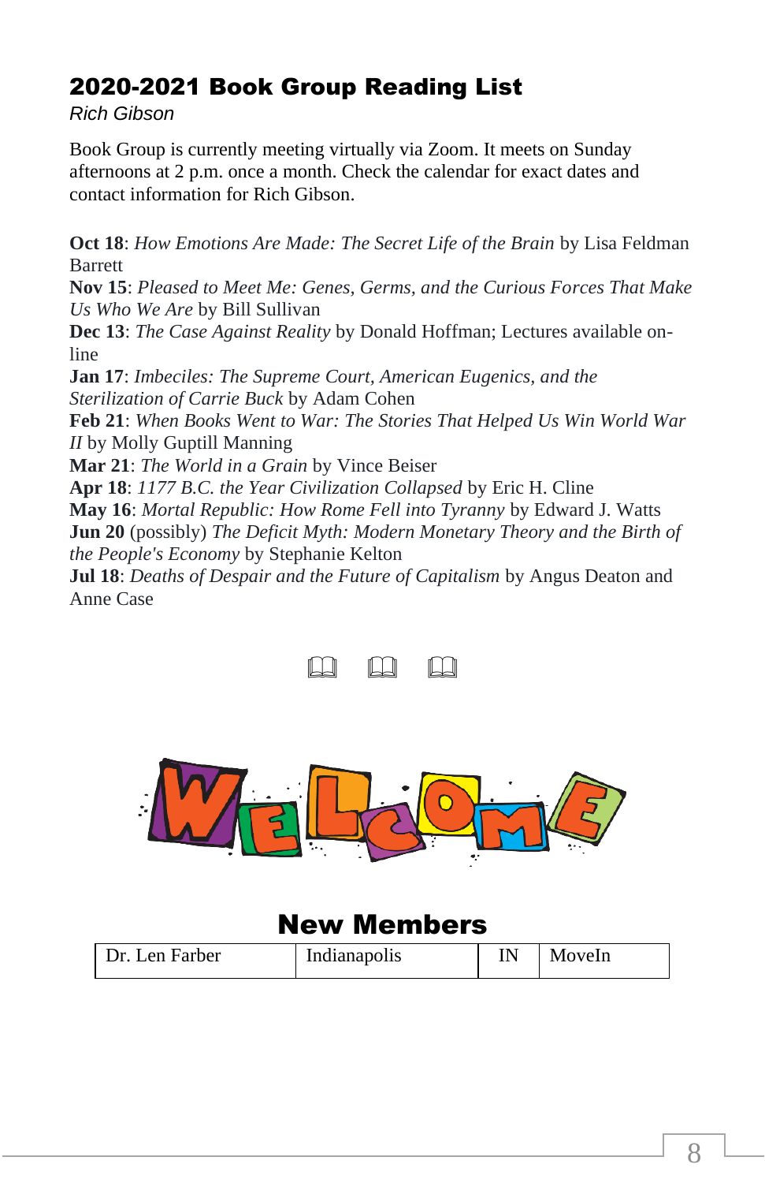## 2020-2021 Book Group Reading List

*Rich Gibson*

Book Group is currently meeting virtually via Zoom. It meets on Sunday afternoons at 2 p.m. once a month. Check the calendar for exact dates and contact information for Rich Gibson.

**Oct 18**: *How Emotions Are Made: The Secret Life of the Brain* by Lisa Feldman Barrett
**Nov 15**: *Pleased to Meet Me: Genes, Germs, and the Curious Forces That Make Us Who We Are* by Bill Sullivan
**Dec 13**: *The Case Against Reality* by Donald Hoffman; Lectures available on-line
**Jan 17**: *Imbeciles: The Supreme Court, American Eugenics, and the Sterilization of Carrie Buck* by Adam Cohen
**Feb 21**: *When Books Went to War: The Stories That Helped Us Win World War II* by Molly Guptill Manning
**Mar 21**: *The World in a Grain* by Vince Beiser
**Apr 18**: *1177 B.C. the Year Civilization Collapsed* by Eric H. Cline
**May 16**: *Mortal Republic: How Rome Fell into Tyranny* by Edward J. Watts
**Jun 20** (possibly) *The Deficit Myth: Modern Monetary Theory and the Birth of the People's Economy* by Stephanie Kelton
**Jul 18**: *Deaths of Despair and the Future of Capitalism* by Angus Deaton and Anne Case

WELCOME

## New Members

| Dr. Len Farber | Indianapolis | IN | MoveIn |
|---|---|---|---|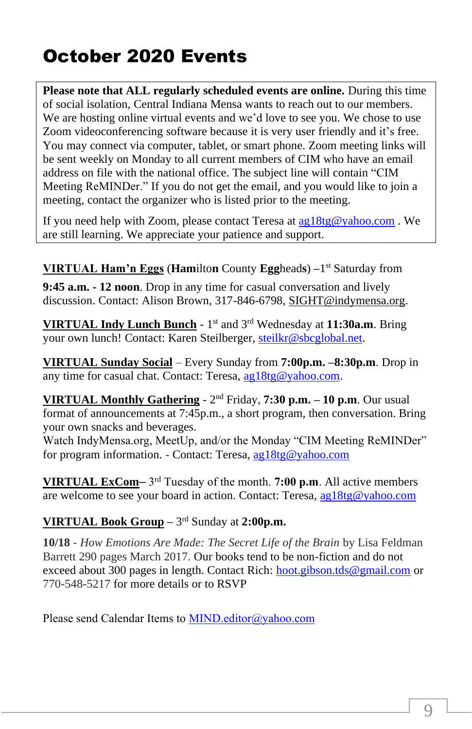# October 2020 Events

**Please note that ALL regularly scheduled events are online.** During this time of social isolation, Central Indiana Mensa wants to reach out to our members. We are hosting online virtual events and we'd love to see you. We chose to use Zoom videoconferencing software because it is very user friendly and it's free. You may connect via computer, tablet, or smart phone. Zoom meeting links will be sent weekly on Monday to all current members of CIM who have an email address on file with the national office. The subject line will contain "CIM Meeting ReMINDer." If you do not get the email, and you would like to join a meeting, contact the organizer who is listed prior to the meeting.

If you need help with Zoom, please contact Teresa at ag18tg@yahoo.com . We are still learning. We appreciate your patience and support.

**VIRTUAL Ham'n Eggs** (**Ham**ilto**n** County **Egg**head**s**) –1st Saturday from

**9:45 a.m. - 12 noon**. Drop in any time for casual conversation and lively discussion. Contact: Alison Brown, 317-846-6798, SIGHT@indymensa.org.

**VIRTUAL Indy Lunch Bunch** - 1st and 3rd Wednesday at **11:30a.m**. Bring your own lunch! Contact: Karen Steilberger, steilkr@sbcglobal.net.

**VIRTUAL Sunday Social** – Every Sunday from **7:00p.m. –8:30p.m**. Drop in any time for casual chat. Contact: Teresa, ag18tg@yahoo.com.

**VIRTUAL Monthly Gathering** - 2nd Friday, **7:30 p.m. – 10 p.m**. Our usual format of announcements at 7:45p.m., a short program, then conversation. Bring your own snacks and beverages.
Watch IndyMensa.org, MeetUp, and/or the Monday "CIM Meeting ReMINDer" for program information. - Contact: Teresa, ag18tg@yahoo.com

**VIRTUAL ExCom**– 3rd Tuesday of the month. **7:00 p.m**. All active members are welcome to see your board in action. Contact: Teresa, ag18tg@yahoo.com

**VIRTUAL Book Group** – 3rd Sunday at **2:00p.m.**

**10/18** - *How Emotions Are Made: The Secret Life of the Brain* by Lisa Feldman Barrett 290 pages March 2017. Our books tend to be non-fiction and do not exceed about 300 pages in length. Contact Rich: hoot.gibson.tds@gmail.com or 770-548-5217 for more details or to RSVP

Please send Calendar Items to MIND.editor@yahoo.com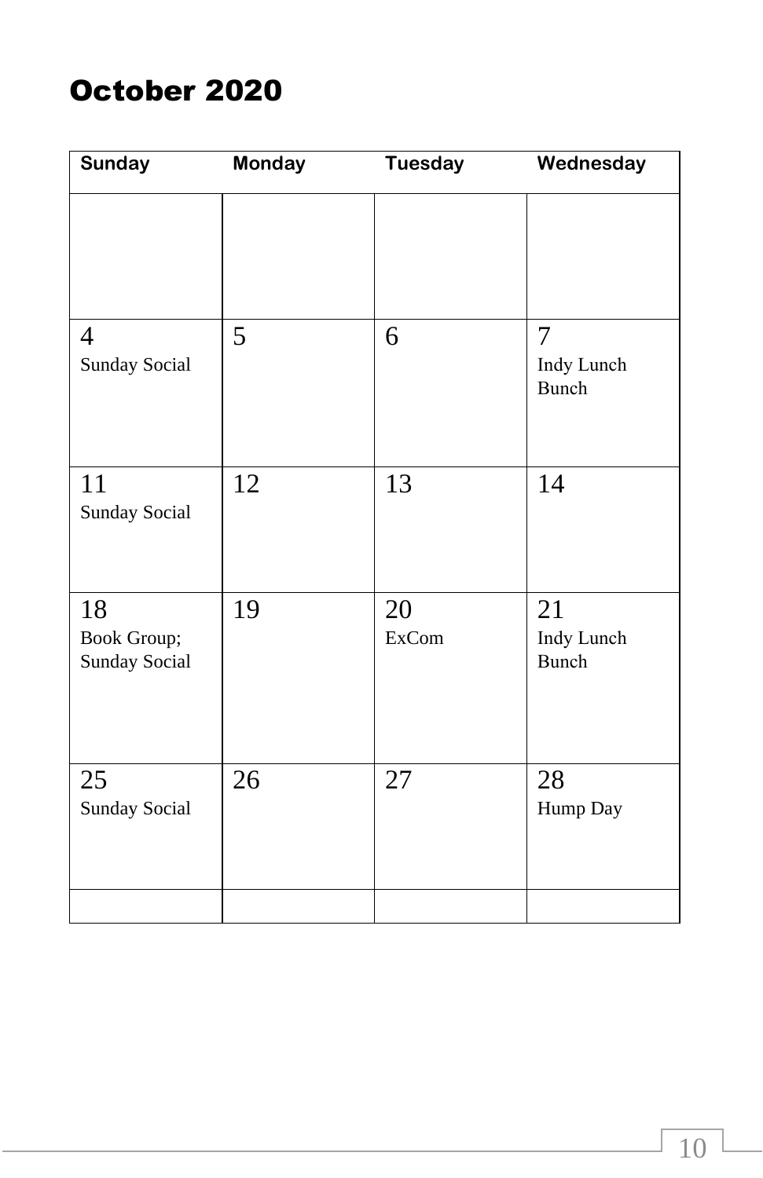## October 2020

| Sunday | Monday | Tuesday | Wednesday |
|---|---|---|---|
| | | | |
| 4<br>Sunday Social | 5 | 6 | 7<br>Indy Lunch Bunch |
| 11<br>Sunday Social | 12 | 13 | 14 |
| 18<br>Book Group; Sunday Social | 19 | 20<br>ExCom | 21<br>Indy Lunch Bunch |
| 25<br>Sunday Social | 26 | 27 | 28<br>Hump Day |
| | | | |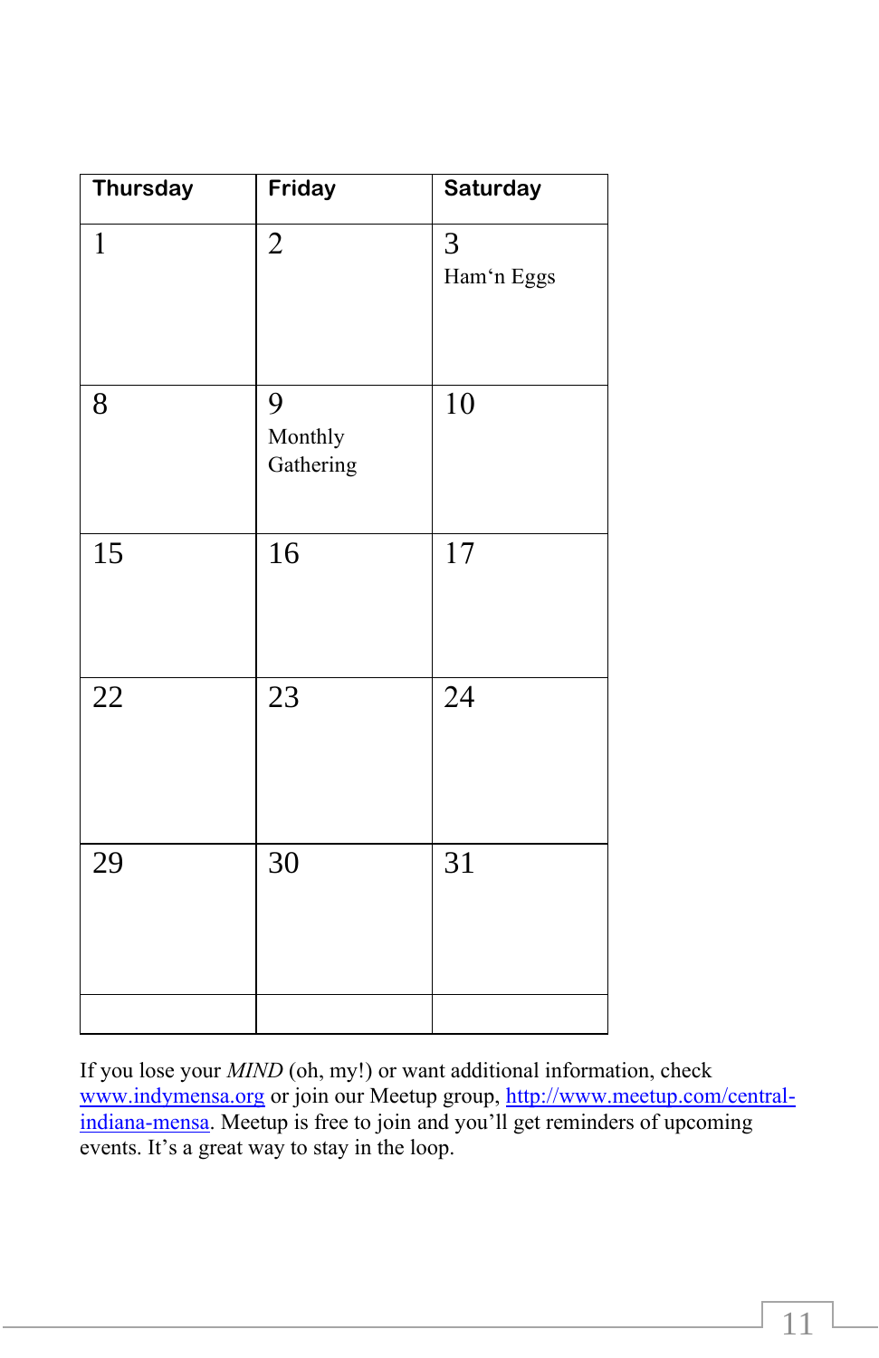| Thursday | Friday | Saturday |
|---|---|---|
| 1 | 2 | 3 Ham'n Eggs |
| 8 | 9 Monthly Gathering | 10 |
| 15 | 16 | 17 |
| 22 | 23 | 24 |
| 29 | 30 | 31 |
| | | |

If you lose your *MIND* (oh, my!) or want additional information, check [www.indymensa.org](http://www.indymensa.org) or join our Meetup group, [http://www.meetup.com/central-indiana-mensa](http://www.meetup.com/central-indiana-mensa). Meetup is free to join and you'll get reminders of upcoming events. It's a great way to stay in the loop.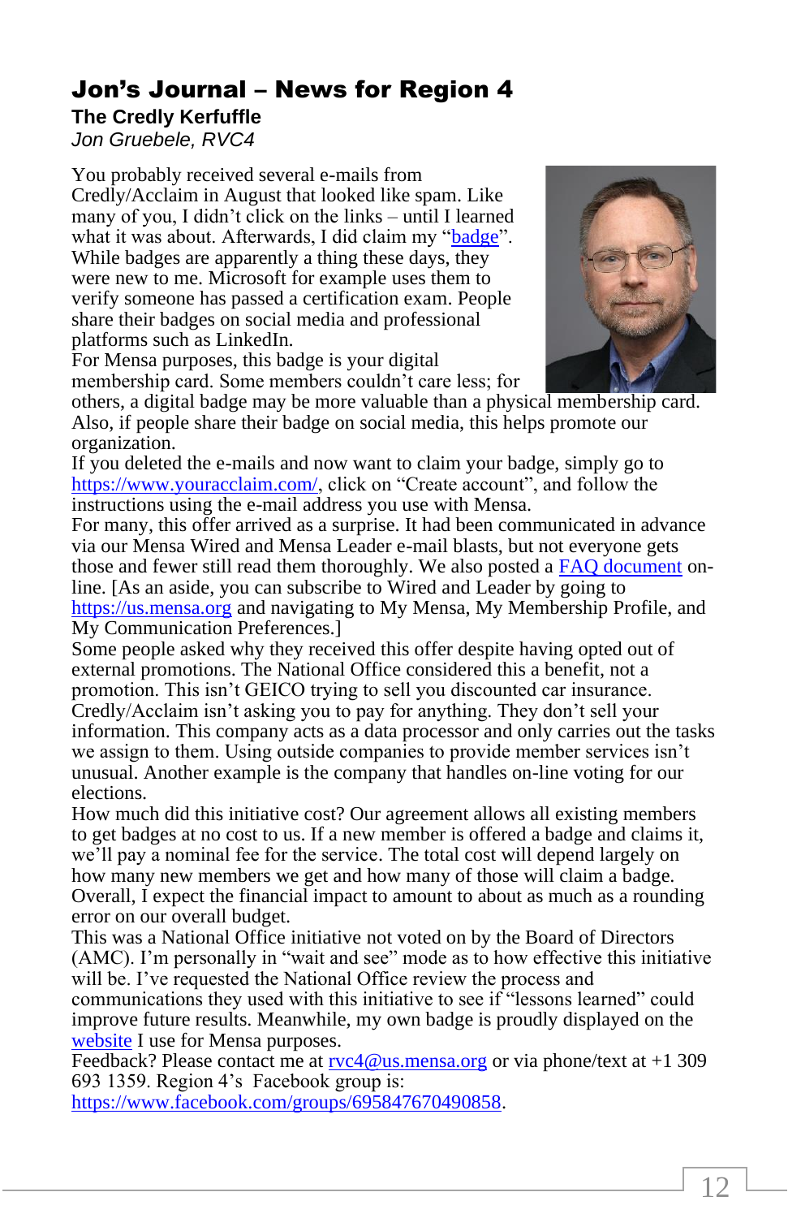# Jon's Journal – News for Region 4

## The Credly Kerfuffle

*Jon Gruebele, RVC4*

You probably received several e-mails from Credly/Acclaim in August that looked like spam. Like many of you, I didn't click on the links – until I learned what it was about. Afterwards, I did claim my "badge". While badges are apparently a thing these days, they were new to me. Microsoft for example uses them to verify someone has passed a certification exam. People share their badges on social media and professional platforms such as LinkedIn.

For Mensa purposes, this badge is your digital membership card. Some members couldn't care less; for others, a digital badge may be more valuable than a physical membership card. Also, if people share their badge on social media, this helps promote our organization.

If you deleted the e-mails and now want to claim your badge, simply go to https://www.youracclaim.com/, click on "Create account", and follow the instructions using the e-mail address you use with Mensa.

For many, this offer arrived as a surprise. It had been communicated in advance via our Mensa Wired and Mensa Leader e-mail blasts, but not everyone gets those and fewer still read them thoroughly. We also posted a FAQ document on-line. [As an aside, you can subscribe to Wired and Leader by going to https://us.mensa.org and navigating to My Mensa, My Membership Profile, and My Communication Preferences.]

Some people asked why they received this offer despite having opted out of external promotions. The National Office considered this a benefit, not a promotion. This isn't GEICO trying to sell you discounted car insurance. Credly/Acclaim isn't asking you to pay for anything. They don't sell your information. This company acts as a data processor and only carries out the tasks we assign to them. Using outside companies to provide member services isn't unusual. Another example is the company that handles on-line voting for our elections.

How much did this initiative cost? Our agreement allows all existing members to get badges at no cost to us. If a new member is offered a badge and claims it, we'll pay a nominal fee for the service. The total cost will depend largely on how many new members we get and how many of those will claim a badge. Overall, I expect the financial impact to amount to about as much as a rounding error on our overall budget.

This was a National Office initiative not voted on by the Board of Directors (AMC). I'm personally in "wait and see" mode as to how effective this initiative will be. I've requested the National Office review the process and communications they used with this initiative to see if "lessons learned" could improve future results. Meanwhile, my own badge is proudly displayed on the website I use for Mensa purposes.

Feedback? Please contact me at rvc4@us.mensa.org or via phone/text at +1 309 693 1359. Region 4's Facebook group is: https://www.facebook.com/groups/695847670490858.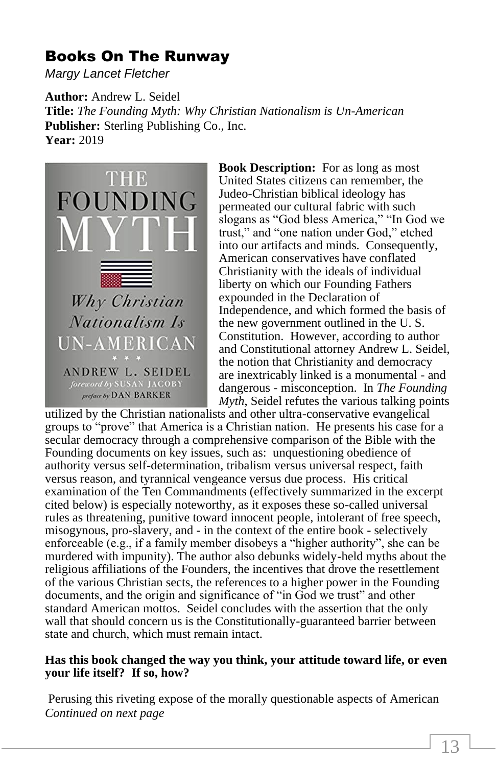# Books On The Runway

*Margy Lancet Fletcher*

**Author:** Andrew L. Seidel
**Title:** *The Founding Myth: Why Christian Nationalism is Un-American*
**Publisher:** Sterling Publishing Co., Inc.
**Year:** 2019

**Book Description:** For as long as most United States citizens can remember, the Judeo-Christian biblical ideology has permeated our cultural fabric with such slogans as "God bless America," "In God we trust," and "one nation under God," etched into our artifacts and minds. Consequently, American conservatives have conflated Christianity with the ideals of individual liberty on which our Founding Fathers expounded in the Declaration of Independence, and which formed the basis of the new government outlined in the U. S. Constitution. However, according to author and Constitutional attorney Andrew L. Seidel, the notion that Christianity and democracy are inextricably linked is a monumental - and dangerous - misconception. In *The Founding Myth*, Seidel refutes the various talking points utilized by the Christian nationalists and other ultra-conservative evangelical groups to "prove" that America is a Christian nation. He presents his case for a secular democracy through a comprehensive comparison of the Bible with the Founding documents on key issues, such as: unquestioning obedience of authority versus self-determination, tribalism versus universal respect, faith versus reason, and tyrannical vengeance versus due process. His critical examination of the Ten Commandments (effectively summarized in the excerpt cited below) is especially noteworthy, as it exposes these so-called universal rules as threatening, punitive toward innocent people, intolerant of free speech, misogynous, pro-slavery, and - in the context of the entire book - selectively enforceable (e.g., if a family member disobeys a "higher authority", she can be murdered with impunity). The author also debunks widely-held myths about the religious affiliations of the Founders, the incentives that drove the resettlement of the various Christian sects, the references to a higher power in the Founding documents, and the origin and significance of "in God we trust" and other standard American mottos. Seidel concludes with the assertion that the only wall that should concern us is the Constitutionally-guaranteed barrier between state and church, which must remain intact.

**Has this book changed the way you think, your attitude toward life, or even your life itself? If so, how?**

Perusing this riveting expose of the morally questionable aspects of American

*Continued on next page*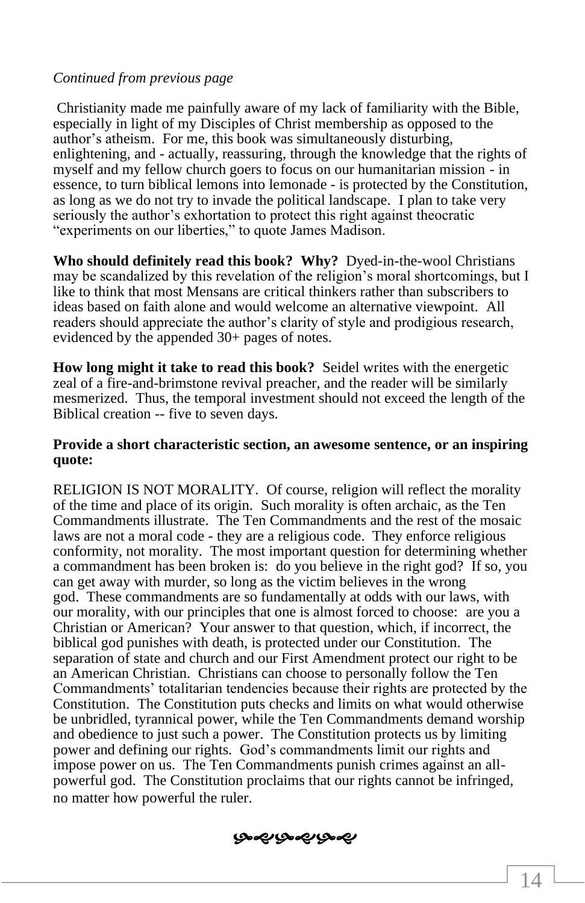*Continued from previous page*

Christianity made me painfully aware of my lack of familiarity with the Bible, especially in light of my Disciples of Christ membership as opposed to the author's atheism. For me, this book was simultaneously disturbing, enlightening, and - actually, reassuring, through the knowledge that the rights of myself and my fellow church goers to focus on our humanitarian mission - in essence, to turn biblical lemons into lemonade - is protected by the Constitution, as long as we do not try to invade the political landscape. I plan to take very seriously the author's exhortation to protect this right against theocratic "experiments on our liberties," to quote James Madison.

**Who should definitely read this book? Why?** Dyed-in-the-wool Christians may be scandalized by this revelation of the religion's moral shortcomings, but I like to think that most Mensans are critical thinkers rather than subscribers to ideas based on faith alone and would welcome an alternative viewpoint. All readers should appreciate the author's clarity of style and prodigious research, evidenced by the appended 30+ pages of notes.

**How long might it take to read this book?** Seidel writes with the energetic zeal of a fire-and-brimstone revival preacher, and the reader will be similarly mesmerized. Thus, the temporal investment should not exceed the length of the Biblical creation -- five to seven days.

**Provide a short characteristic section, an awesome sentence, or an inspiring quote:**

RELIGION IS NOT MORALITY. Of course, religion will reflect the morality of the time and place of its origin. Such morality is often archaic, as the Ten Commandments illustrate. The Ten Commandments and the rest of the mosaic laws are not a moral code - they are a religious code. They enforce religious conformity, not morality. The most important question for determining whether a commandment has been broken is: do you believe in the right god? If so, you can get away with murder, so long as the victim believes in the wrong god. These commandments are so fundamentally at odds with our laws, with our morality, with our principles that one is almost forced to choose: are you a Christian or American? Your answer to that question, which, if incorrect, the biblical god punishes with death, is protected under our Constitution. The separation of state and church and our First Amendment protect our right to be an American Christian. Christians can choose to personally follow the Ten Commandments' totalitarian tendencies because their rights are protected by the Constitution. The Constitution puts checks and limits on what would otherwise be unbridled, tyrannical power, while the Ten Commandments demand worship and obedience to just such a power. The Constitution protects us by limiting power and defining our rights. God's commandments limit our rights and impose power on us. The Ten Commandments punish crimes against an all-powerful god. The Constitution proclaims that our rights cannot be infringed, no matter how powerful the ruler.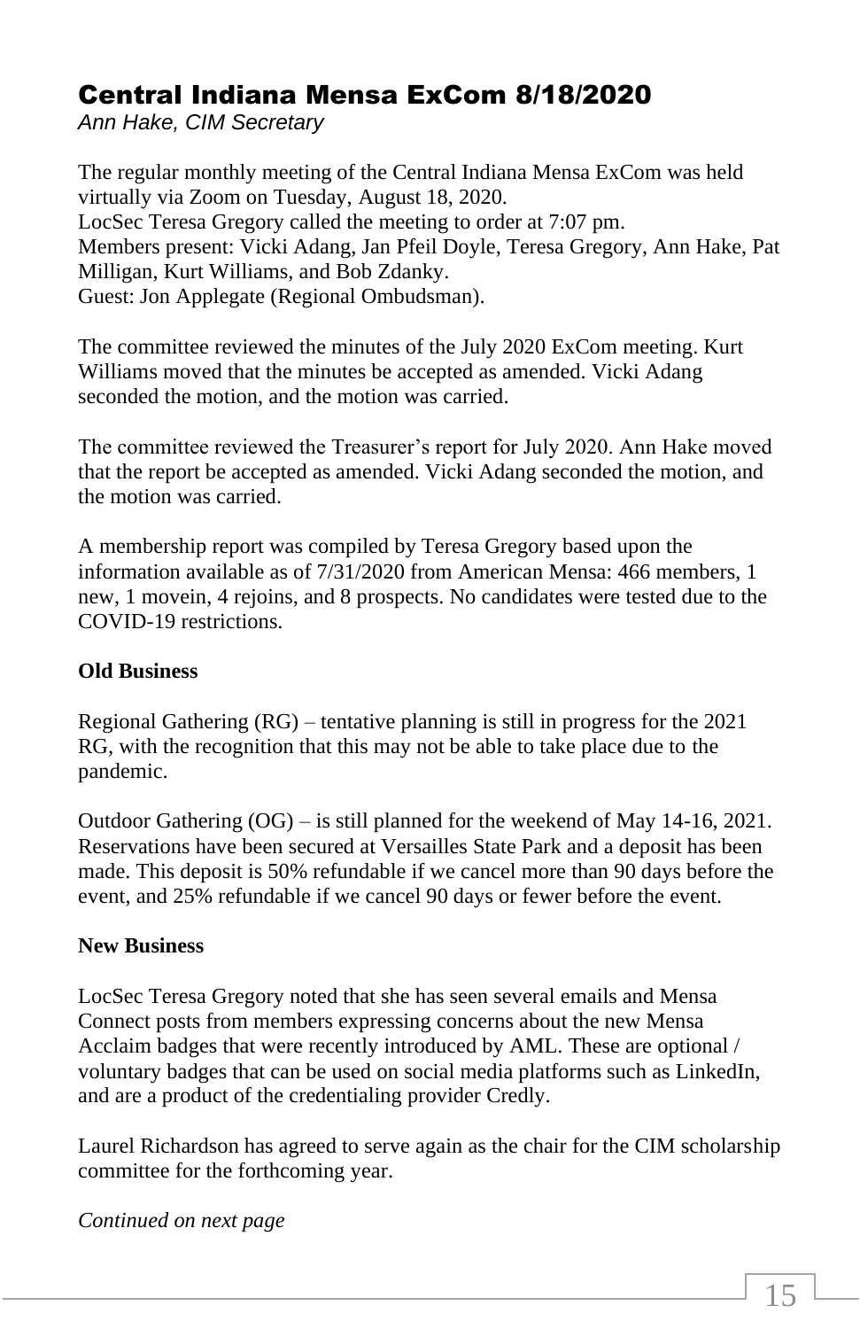# Central Indiana Mensa ExCom 8/18/2020

*Ann Hake, CIM Secretary*

The regular monthly meeting of the Central Indiana Mensa ExCom was held virtually via Zoom on Tuesday, August 18, 2020.
LocSec Teresa Gregory called the meeting to order at 7:07 pm.
Members present: Vicki Adang, Jan Pfeil Doyle, Teresa Gregory, Ann Hake, Pat Milligan, Kurt Williams, and Bob Zdanky.
Guest: Jon Applegate (Regional Ombudsman).

The committee reviewed the minutes of the July 2020 ExCom meeting. Kurt Williams moved that the minutes be accepted as amended. Vicki Adang seconded the motion, and the motion was carried.

The committee reviewed the Treasurer's report for July 2020. Ann Hake moved that the report be accepted as amended. Vicki Adang seconded the motion, and the motion was carried.

A membership report was compiled by Teresa Gregory based upon the information available as of 7/31/2020 from American Mensa: 466 members, 1 new, 1 movein, 4 rejoins, and 8 prospects. No candidates were tested due to the COVID-19 restrictions.

**Old Business**

Regional Gathering (RG) – tentative planning is still in progress for the 2021 RG, with the recognition that this may not be able to take place due to the pandemic.

Outdoor Gathering (OG) – is still planned for the weekend of May 14-16, 2021. Reservations have been secured at Versailles State Park and a deposit has been made. This deposit is 50% refundable if we cancel more than 90 days before the event, and 25% refundable if we cancel 90 days or fewer before the event.

**New Business**

LocSec Teresa Gregory noted that she has seen several emails and Mensa Connect posts from members expressing concerns about the new Mensa Acclaim badges that were recently introduced by AML. These are optional / voluntary badges that can be used on social media platforms such as LinkedIn, and are a product of the credentialing provider Credly.

Laurel Richardson has agreed to serve again as the chair for the CIM scholarship committee for the forthcoming year.

*Continued on next page*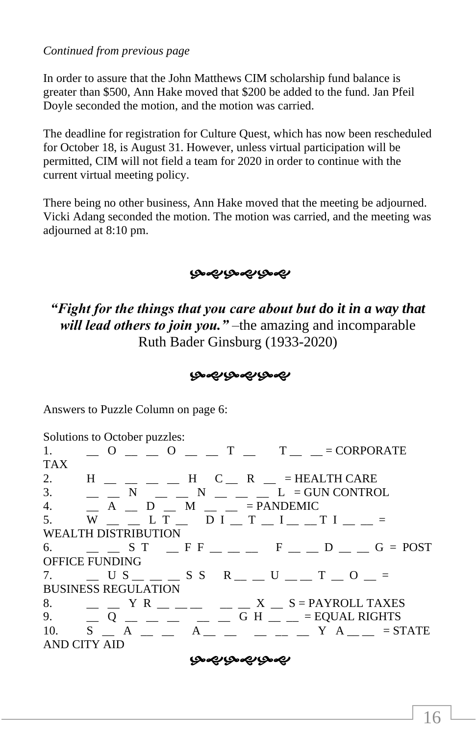*Continued from previous page*

In order to assure that the John Matthews CIM scholarship fund balance is greater than $500, Ann Hake moved that $200 be added to the fund. Jan Pfeil Doyle seconded the motion, and the motion was carried.

The deadline for registration for Culture Quest, which has now been rescheduled for October 18, is August 31. However, unless virtual participation will be permitted, CIM will not field a team for 2020 in order to continue with the current virtual meeting policy.

There being no other business, Ann Hake moved that the meeting be adjourned. Vicki Adang seconded the motion. The motion was carried, and the meeting was adjourned at 8:10 pm.

***

***"Fight for the things that you care about but do it in a way that will lead others to join you."*** –the amazing and incomparable Ruth Bader Ginsburg (1933-2020)

***

Answers to Puzzle Column on page 6:

Solutions to October puzzles:

1. __ O __ __ O __ __ T __ T __ __ = CORPORATE TAX
2. H __ __ __ __ H C __ R __ = HEALTH CARE
3. __ __ N __ __ N __ __ __ L = GUN CONTROL
4. __ A __ D __ M __ __ = PANDEMIC
5. W __ __ L T __ D I __ T __ I __ __ T I __ __ = WEALTH DISTRIBUTION
6. __ __ S T __ F F __ __ __ F __ __ D __ __ G = POST OFFICE FUNDING
7. __ U S __ __ __ S S R __ __ U __ __ T __ O __ = BUSINESS REGULATION
8. __ __ Y R __ __ __ __ __ X __ S = PAYROLL TAXES
9. __ Q __ __ __ __ __ G H __ __ = EQUAL RIGHTS
10. S __ A __ __ A __ __ __ __ __ Y A __ __ = STATE AND CITY AID

***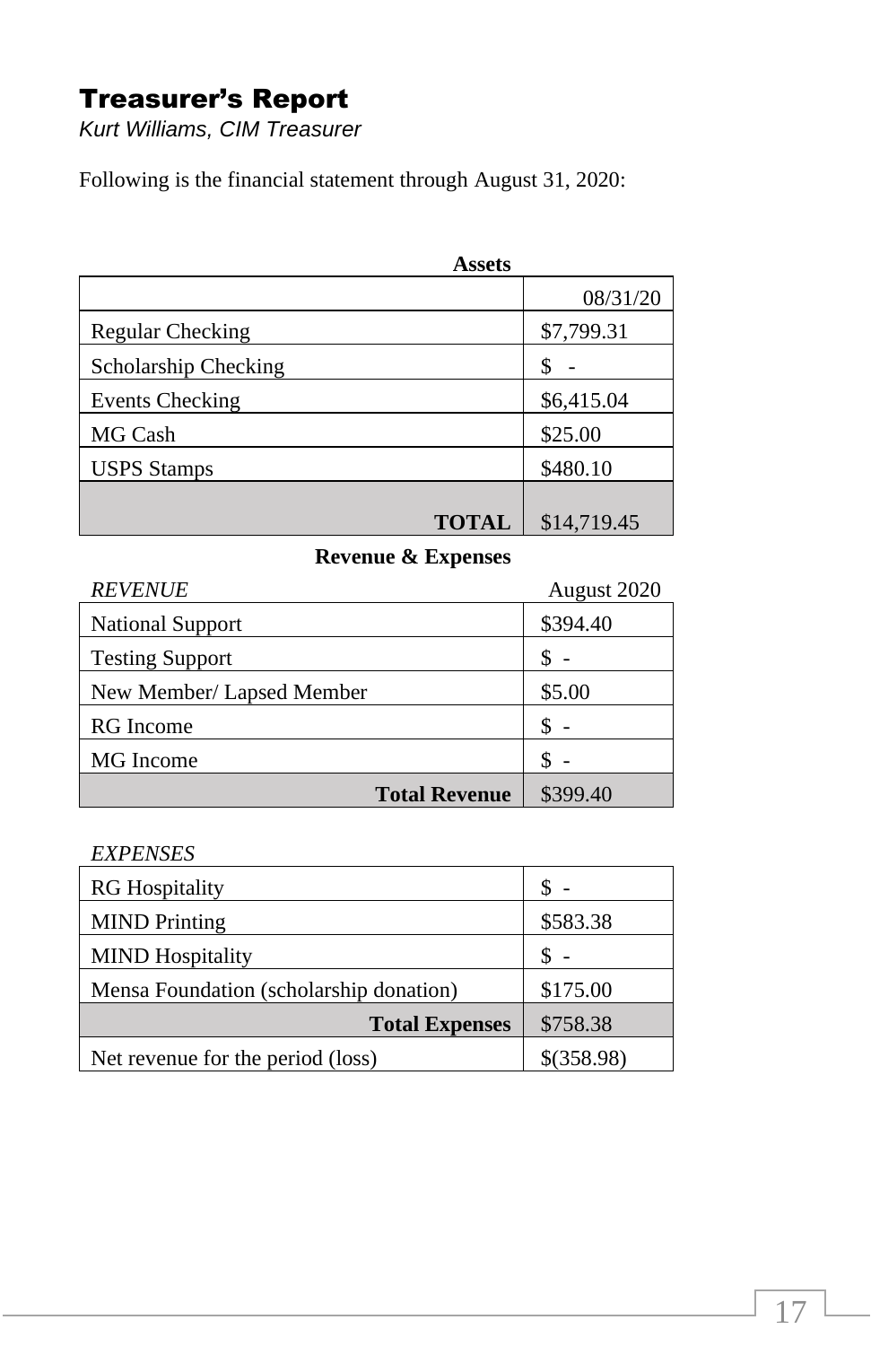# Treasurer's Report

*Kurt Williams, CIM Treasurer*

Following is the financial statement through August 31, 2020:

**Assets**

| | 08/31/20 |
|---|---|
| Regular Checking | $7,799.31 |
| Scholarship Checking | $ - |
| Events Checking | $6,415.04 |
| MG Cash | $25.00 |
| USPS Stamps | $480.10 |
| **TOTAL** | $14,719.45 |

**Revenue & Expenses**

| *REVENUE* | August 2020 |
|---|---|
| National Support | $394.40 |
| Testing Support | $ - |
| New Member/ Lapsed Member | $5.00 |
| RG Income | $ - |
| MG Income | $ - |
| **Total Revenue** | $399.40 |

| *EXPENSES* | |
|---|---|
| RG Hospitality | $ - |
| MIND Printing | $583.38 |
| MIND Hospitality | $ - |
| Mensa Foundation (scholarship donation) | $175.00 |
| **Total Expenses** | $758.38 |
| Net revenue for the period (loss) | $(358.98) |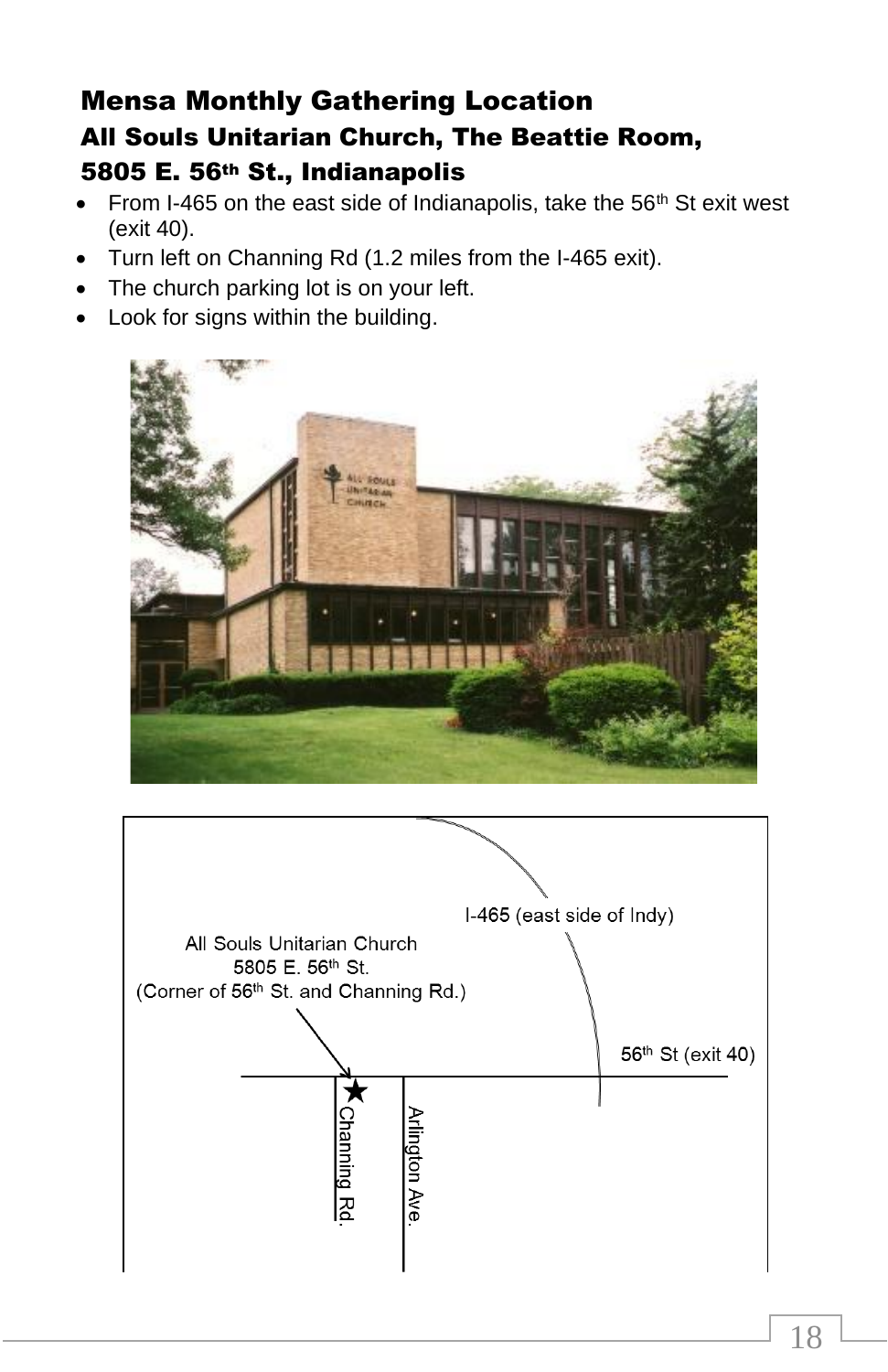# Mensa Monthly Gathering Location

## All Souls Unitarian Church, The Beattie Room,

## 5805 E. 56th St., Indianapolis

- From I-465 on the east side of Indianapolis, take the 56th St exit west (exit 40).
- Turn left on Channing Rd (1.2 miles from the I-465 exit).
- The church parking lot is on your left.
- Look for signs within the building.

I-465 (east side of Indy)

All Souls Unitarian Church
5805 E. 56th St.
(Corner of 56th St. and Channing Rd.)

56th St (exit 40)

Channing Rd.

Arlington Ave.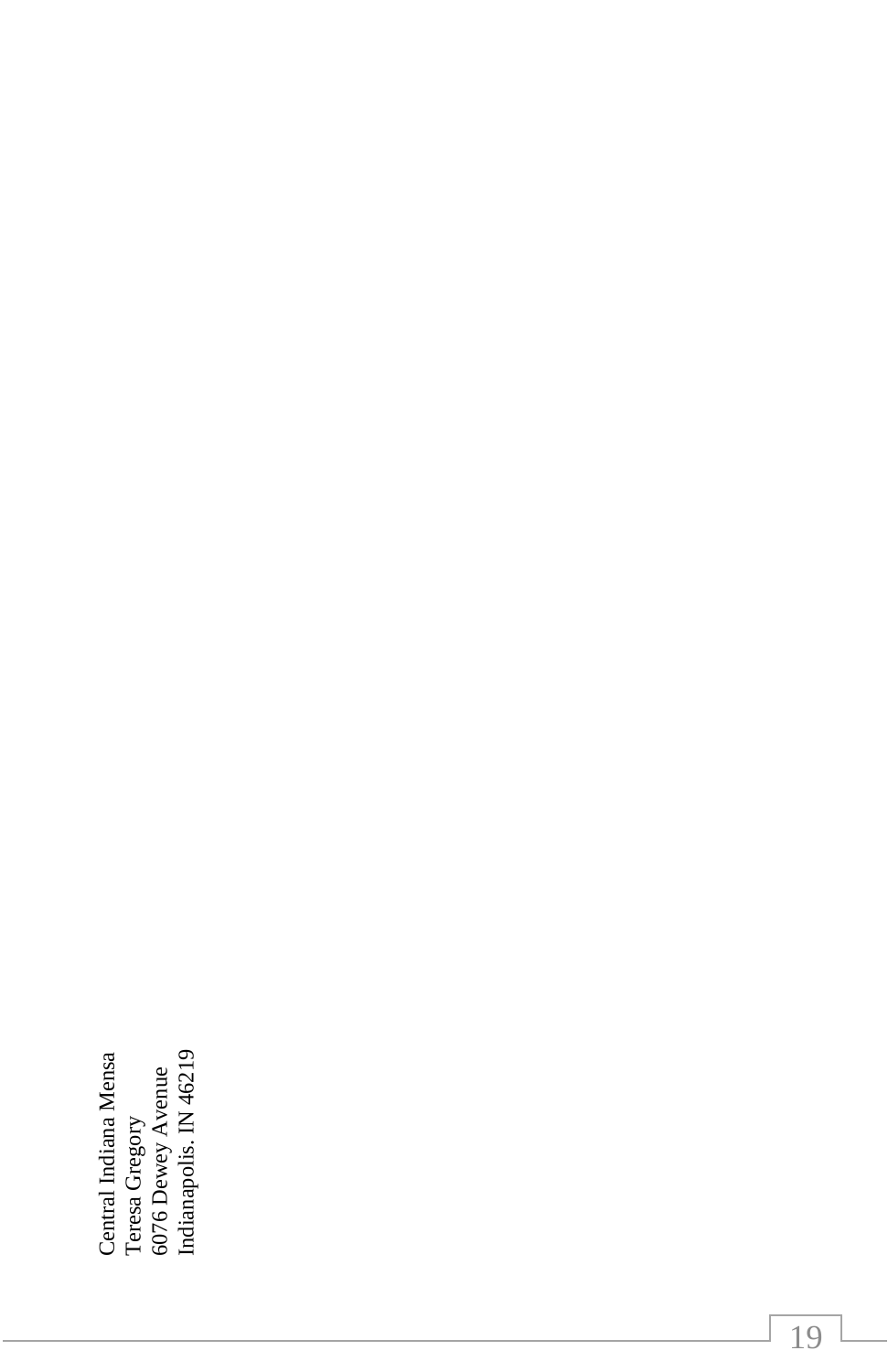Central Indiana Mensa
Teresa Gregory
6076 Dewey Avenue
Indianapolis. IN 46219